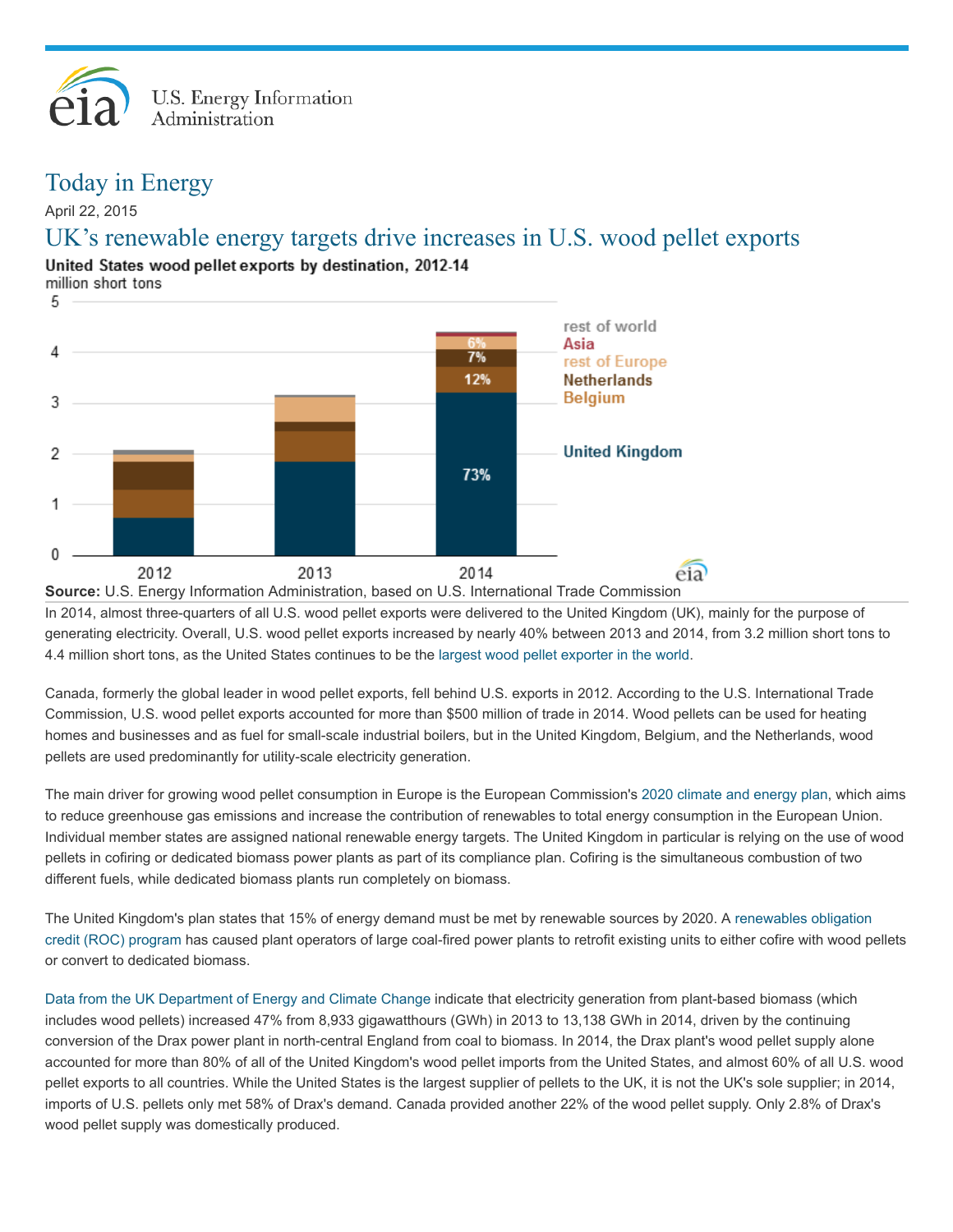U.S. Energy Information Administration

# Today in Energy

April 22, 2015

## UK's renewable energy targets drive increases in U.S. wood pellet exports

**United States wood pellet exports by destination, 2012-14**
million short tons

**Source:** U.S. Energy Information Administration, based on U.S. International Trade Commission

In 2014, almost three-quarters of all U.S. wood pellet exports were delivered to the United Kingdom (UK), mainly for the purpose of generating electricity. Overall, U.S. wood pellet exports increased by nearly 40% between 2013 and 2014, from 3.2 million short tons to 4.4 million short tons, as the United States continues to be the largest wood pellet exporter in the world.

Canada, formerly the global leader in wood pellet exports, fell behind U.S. exports in 2012. According to the U.S. International Trade Commission, U.S. wood pellet exports accounted for more than $500 million of trade in 2014. Wood pellets can be used for heating homes and businesses and as fuel for small-scale industrial boilers, but in the United Kingdom, Belgium, and the Netherlands, wood pellets are used predominantly for utility-scale electricity generation.

The main driver for growing wood pellet consumption in Europe is the European Commission's 2020 climate and energy plan, which aims to reduce greenhouse gas emissions and increase the contribution of renewables to total energy consumption in the European Union. Individual member states are assigned national renewable energy targets. The United Kingdom in particular is relying on the use of wood pellets in cofiring or dedicated biomass power plants as part of its compliance plan. Cofiring is the simultaneous combustion of two different fuels, while dedicated biomass plants run completely on biomass.

The United Kingdom's plan states that 15% of energy demand must be met by renewable sources by 2020. A renewables obligation credit (ROC) program has caused plant operators of large coal-fired power plants to retrofit existing units to either cofire with wood pellets or convert to dedicated biomass.

Data from the UK Department of Energy and Climate Change indicate that electricity generation from plant-based biomass (which includes wood pellets) increased 47% from 8,933 gigawatthours (GWh) in 2013 to 13,138 GWh in 2014, driven by the continuing conversion of the Drax power plant in north-central England from coal to biomass. In 2014, the Drax plant's wood pellet supply alone accounted for more than 80% of all of the United Kingdom's wood pellet imports from the United States, and almost 60% of all U.S. wood pellet exports to all countries. While the United States is the largest supplier of pellets to the UK, it is not the UK's sole supplier; in 2014, imports of U.S. pellets only met 58% of Drax's demand. Canada provided another 22% of the wood pellet supply. Only 2.8% of Drax's wood pellet supply was domestically produced.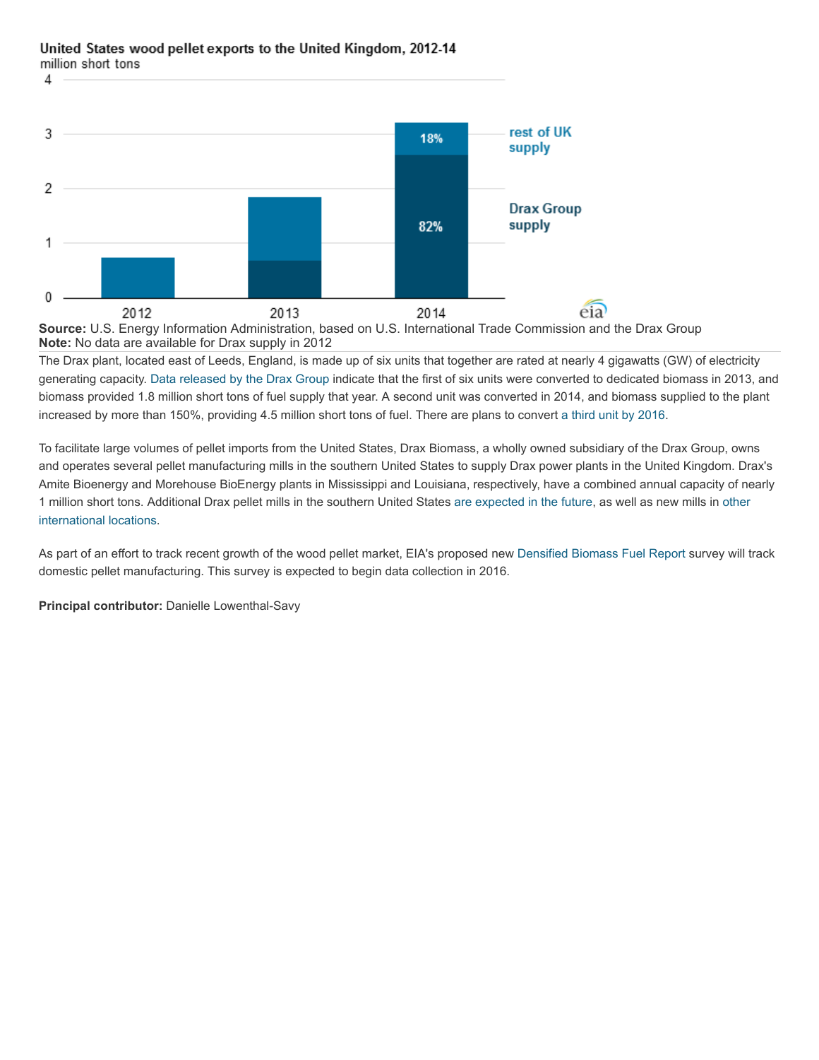**United States wood pellet exports to the United Kingdom, 2012-14**
million short tons

4
3
2
1
0
2012
2013
2014
18%
82%
rest of UK supply
Drax Group supply
eia

**Source:** U.S. Energy Information Administration, based on U.S. International Trade Commission and the Drax Group
**Note:** No data are available for Drax supply in 2012

The Drax plant, located east of Leeds, England, is made up of six units that together are rated at nearly 4 gigawatts (GW) of electricity generating capacity. Data released by the Drax Group indicate that the first of six units were converted to dedicated biomass in 2013, and biomass provided 1.8 million short tons of fuel supply that year. A second unit was converted in 2014, and biomass supplied to the plant increased by more than 150%, providing 4.5 million short tons of fuel. There are plans to convert a third unit by 2016.

To facilitate large volumes of pellet imports from the United States, Drax Biomass, a wholly owned subsidiary of the Drax Group, owns and operates several pellet manufacturing mills in the southern United States to supply Drax power plants in the United Kingdom. Drax's Amite Bioenergy and Morehouse BioEnergy plants in Mississippi and Louisiana, respectively, have a combined annual capacity of nearly 1 million short tons. Additional Drax pellet mills in the southern United States are expected in the future, as well as new mills in other international locations.

As part of an effort to track recent growth of the wood pellet market, EIA's proposed new Densified Biomass Fuel Report survey will track domestic pellet manufacturing. This survey is expected to begin data collection in 2016.

**Principal contributor:** Danielle Lowenthal-Savy